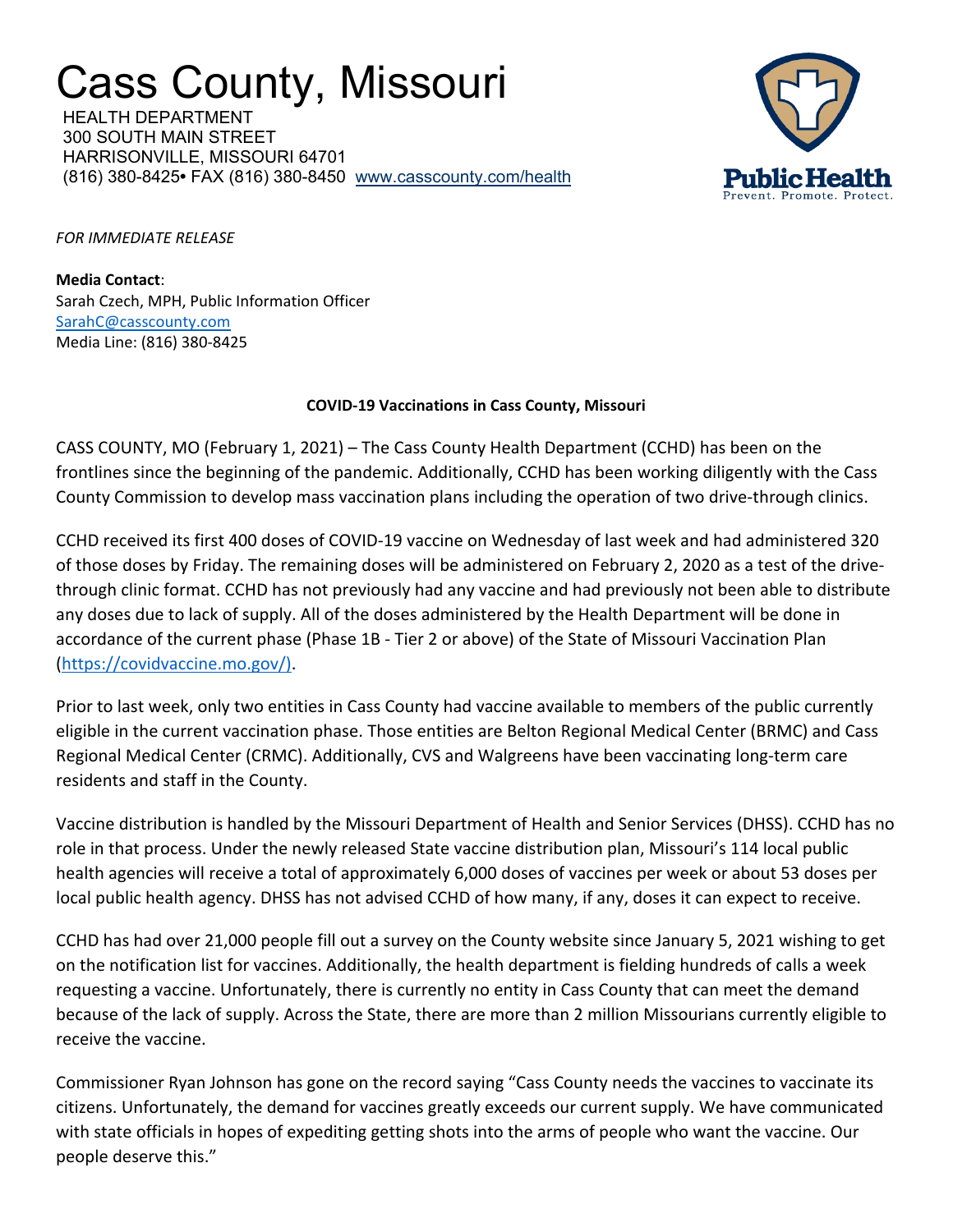# Cass County, Missouri

HEALTH DEPARTMENT
300 SOUTH MAIN STREET
HARRISONVILLE, MISSOURI 64701
(816) 380-8425• FAX (816) 380-8450 www.casscounty.com/health

Public Health
Prevent. Promote. Protect.

*FOR IMMEDIATE RELEASE*

**Media Contact**:
Sarah Czech, MPH, Public Information Officer
SarahC@casscounty.com
Media Line: (816) 380-8425

**COVID-19 Vaccinations in Cass County, Missouri**

CASS COUNTY, MO (February 1, 2021) – The Cass County Health Department (CCHD) has been on the frontlines since the beginning of the pandemic. Additionally, CCHD has been working diligently with the Cass County Commission to develop mass vaccination plans including the operation of two drive-through clinics.

CCHD received its first 400 doses of COVID-19 vaccine on Wednesday of last week and had administered 320 of those doses by Friday. The remaining doses will be administered on February 2, 2020 as a test of the drive-through clinic format. CCHD has not previously had any vaccine and had previously not been able to distribute any doses due to lack of supply. All of the doses administered by the Health Department will be done in accordance of the current phase (Phase 1B - Tier 2 or above) of the State of Missouri Vaccination Plan (https://covidvaccine.mo.gov/).

Prior to last week, only two entities in Cass County had vaccine available to members of the public currently eligible in the current vaccination phase. Those entities are Belton Regional Medical Center (BRMC) and Cass Regional Medical Center (CRMC). Additionally, CVS and Walgreens have been vaccinating long-term care residents and staff in the County.

Vaccine distribution is handled by the Missouri Department of Health and Senior Services (DHSS). CCHD has no role in that process. Under the newly released State vaccine distribution plan, Missouri's 114 local public health agencies will receive a total of approximately 6,000 doses of vaccines per week or about 53 doses per local public health agency. DHSS has not advised CCHD of how many, if any, doses it can expect to receive.

CCHD has had over 21,000 people fill out a survey on the County website since January 5, 2021 wishing to get on the notification list for vaccines. Additionally, the health department is fielding hundreds of calls a week requesting a vaccine. Unfortunately, there is currently no entity in Cass County that can meet the demand because of the lack of supply. Across the State, there are more than 2 million Missourians currently eligible to receive the vaccine.

Commissioner Ryan Johnson has gone on the record saying "Cass County needs the vaccines to vaccinate its citizens. Unfortunately, the demand for vaccines greatly exceeds our current supply. We have communicated with state officials in hopes of expediting getting shots into the arms of people who want the vaccine. Our people deserve this."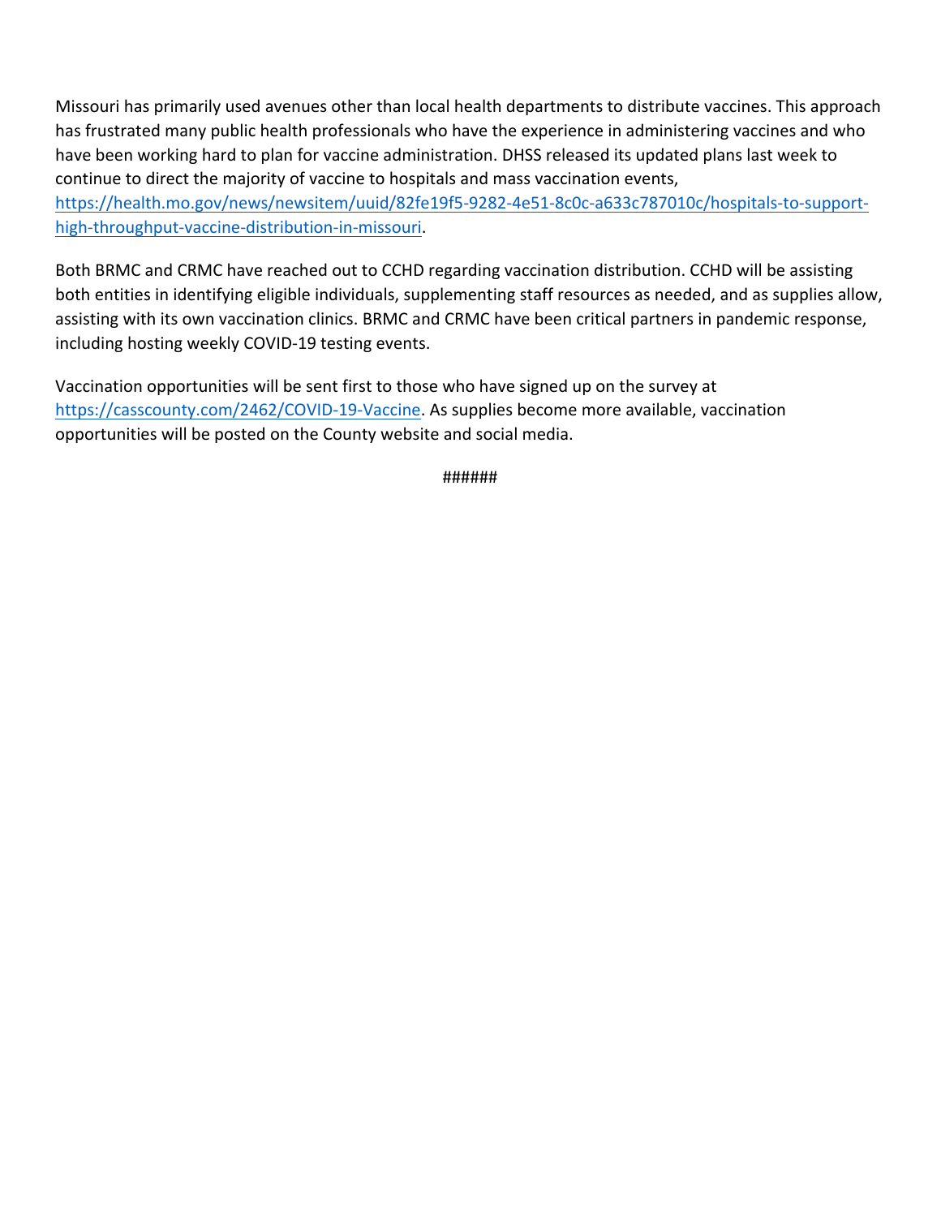Missouri has primarily used avenues other than local health departments to distribute vaccines. This approach has frustrated many public health professionals who have the experience in administering vaccines and who have been working hard to plan for vaccine administration. DHSS released its updated plans last week to continue to direct the majority of vaccine to hospitals and mass vaccination events, https://health.mo.gov/news/newsitem/uuid/82fe19f5-9282-4e51-8c0c-a633c787010c/hospitals-to-support-high-throughput-vaccine-distribution-in-missouri.

Both BRMC and CRMC have reached out to CCHD regarding vaccination distribution. CCHD will be assisting both entities in identifying eligible individuals, supplementing staff resources as needed, and as supplies allow, assisting with its own vaccination clinics. BRMC and CRMC have been critical partners in pandemic response, including hosting weekly COVID-19 testing events.

Vaccination opportunities will be sent first to those who have signed up on the survey at https://casscounty.com/2462/COVID-19-Vaccine. As supplies become more available, vaccination opportunities will be posted on the County website and social media.

######